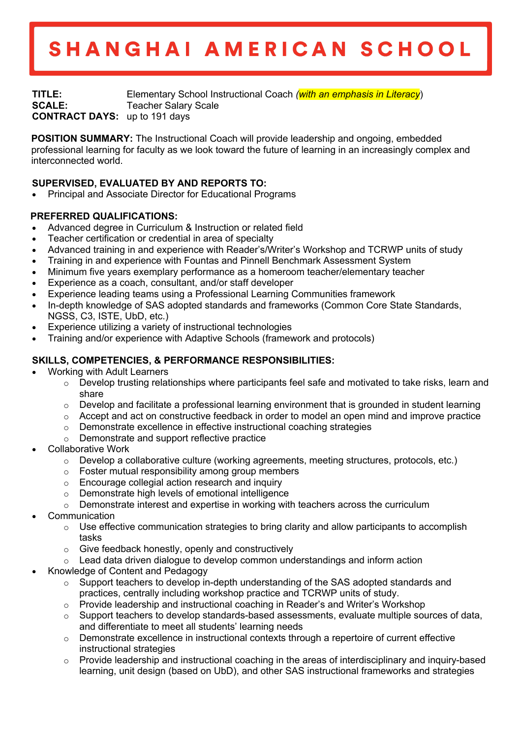# SHANGHAI AMERICAN SCHOOL

**TITLE:** Elementary School Instructional Coach (*with an emphasis in Literacy*)
**SCALE:** Teacher Salary Scale
**CONTRACT DAYS:** up to 191 days

**POSITION SUMMARY:** The Instructional Coach will provide leadership and ongoing, embedded professional learning for faculty as we look toward the future of learning in an increasingly complex and interconnected world.

**SUPERVISED, EVALUATED BY AND REPORTS TO:**

- Principal and Associate Director for Educational Programs

**PREFERRED QUALIFICATIONS:**

- Advanced degree in Curriculum & Instruction or related field
- Teacher certification or credential in area of specialty
- Advanced training in and experience with Reader's/Writer's Workshop and TCRWP units of study
- Training in and experience with Fountas and Pinnell Benchmark Assessment System
- Minimum five years exemplary performance as a homeroom teacher/elementary teacher
- Experience as a coach, consultant, and/or staff developer
- Experience leading teams using a Professional Learning Communities framework
- In-depth knowledge of SAS adopted standards and frameworks (Common Core State Standards, NGSS, C3, ISTE, UbD, etc.)
- Experience utilizing a variety of instructional technologies
- Training and/or experience with Adaptive Schools (framework and protocols)

**SKILLS, COMPETENCIES, & PERFORMANCE RESPONSIBILITIES:**

- Working with Adult Learners
  - Develop trusting relationships where participants feel safe and motivated to take risks, learn and share
  - Develop and facilitate a professional learning environment that is grounded in student learning
  - Accept and act on constructive feedback in order to model an open mind and improve practice
  - Demonstrate excellence in effective instructional coaching strategies
  - Demonstrate and support reflective practice
- Collaborative Work
  - Develop a collaborative culture (working agreements, meeting structures, protocols, etc.)
  - Foster mutual responsibility among group members
  - Encourage collegial action research and inquiry
  - Demonstrate high levels of emotional intelligence
  - Demonstrate interest and expertise in working with teachers across the curriculum
- Communication
  - Use effective communication strategies to bring clarity and allow participants to accomplish tasks
  - Give feedback honestly, openly and constructively
  - Lead data driven dialogue to develop common understandings and inform action
- Knowledge of Content and Pedagogy
  - Support teachers to develop in-depth understanding of the SAS adopted standards and practices, centrally including workshop practice and TCRWP units of study.
  - Provide leadership and instructional coaching in Reader's and Writer's Workshop
  - Support teachers to develop standards-based assessments, evaluate multiple sources of data, and differentiate to meet all students' learning needs
  - Demonstrate excellence in instructional contexts through a repertoire of current effective instructional strategies
  - Provide leadership and instructional coaching in the areas of interdisciplinary and inquiry-based learning, unit design (based on UbD), and other SAS instructional frameworks and strategies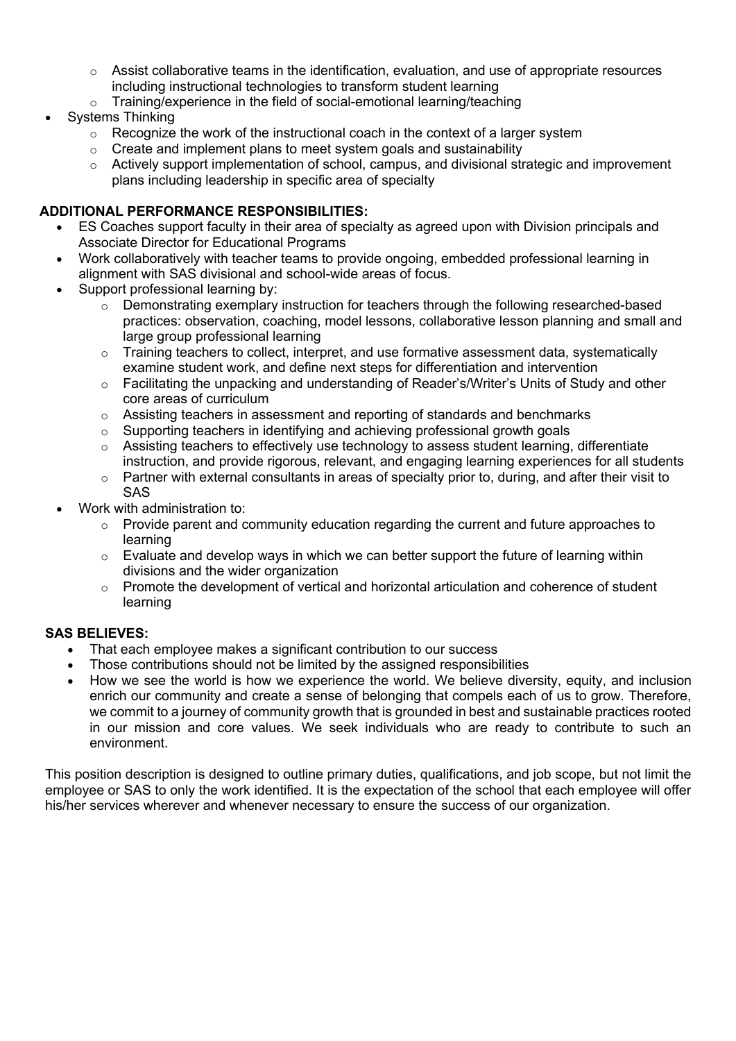- Assist collaborative teams in the identification, evaluation, and use of appropriate resources including instructional technologies to transform student learning
    - Training/experience in the field of social-emotional learning/teaching
- Systems Thinking
    - Recognize the work of the instructional coach in the context of a larger system
    - Create and implement plans to meet system goals and sustainability
    - Actively support implementation of school, campus, and divisional strategic and improvement plans including leadership in specific area of specialty

**ADDITIONAL PERFORMANCE RESPONSIBILITIES:**

- ES Coaches support faculty in their area of specialty as agreed upon with Division principals and Associate Director for Educational Programs
- Work collaboratively with teacher teams to provide ongoing, embedded professional learning in alignment with SAS divisional and school-wide areas of focus.
- Support professional learning by:
    - Demonstrating exemplary instruction for teachers through the following researched-based practices: observation, coaching, model lessons, collaborative lesson planning and small and large group professional learning
    - Training teachers to collect, interpret, and use formative assessment data, systematically examine student work, and define next steps for differentiation and intervention
    - Facilitating the unpacking and understanding of Reader's/Writer's Units of Study and other core areas of curriculum
    - Assisting teachers in assessment and reporting of standards and benchmarks
    - Supporting teachers in identifying and achieving professional growth goals
    - Assisting teachers to effectively use technology to assess student learning, differentiate instruction, and provide rigorous, relevant, and engaging learning experiences for all students
    - Partner with external consultants in areas of specialty prior to, during, and after their visit to SAS
- Work with administration to:
    - Provide parent and community education regarding the current and future approaches to learning
    - Evaluate and develop ways in which we can better support the future of learning within divisions and the wider organization
    - Promote the development of vertical and horizontal articulation and coherence of student learning

**SAS BELIEVES:**

- That each employee makes a significant contribution to our success
- Those contributions should not be limited by the assigned responsibilities
- How we see the world is how we experience the world. We believe diversity, equity, and inclusion enrich our community and create a sense of belonging that compels each of us to grow. Therefore, we commit to a journey of community growth that is grounded in best and sustainable practices rooted in our mission and core values. We seek individuals who are ready to contribute to such an environment.

This position description is designed to outline primary duties, qualifications, and job scope, but not limit the employee or SAS to only the work identified. It is the expectation of the school that each employee will offer his/her services wherever and whenever necessary to ensure the success of our organization.